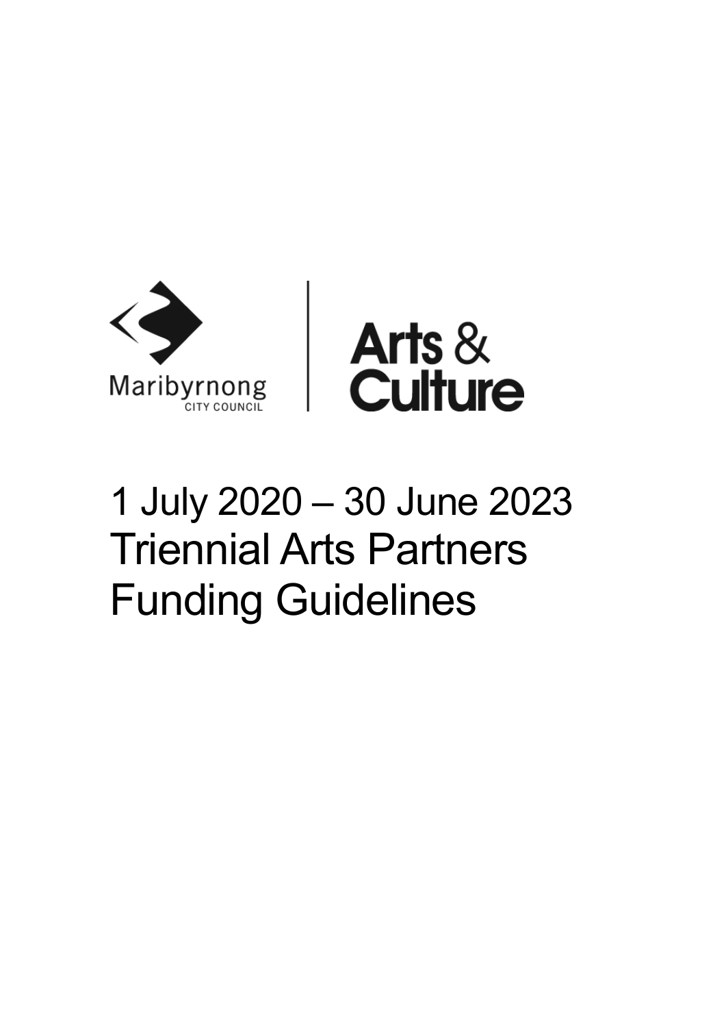Maribyrnong
CITY COUNCIL

Arts & Culture

# 1 July 2020 – 30 June 2023
# Triennial Arts Partners Funding Guidelines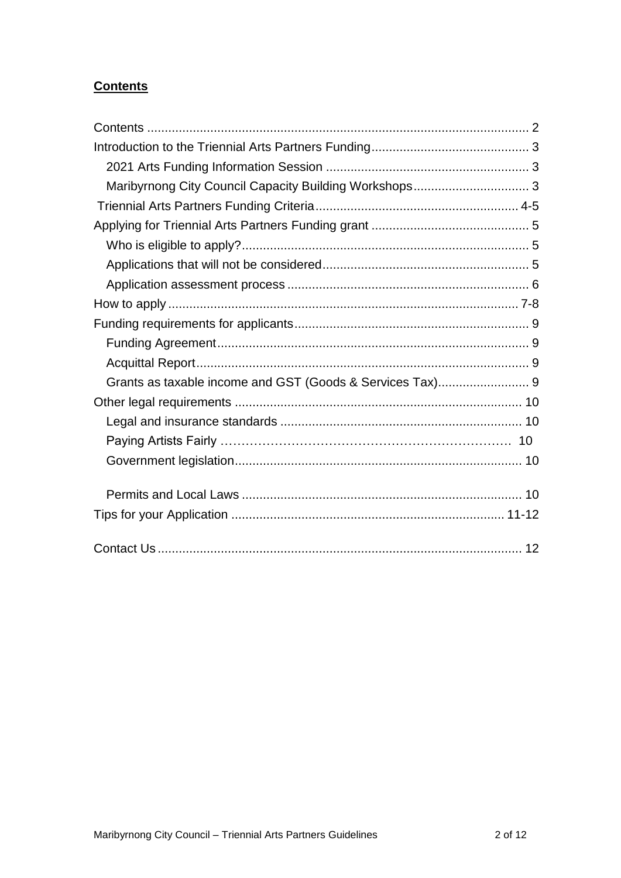**Contents**

Contents .......................................................................................................... 2
Introduction to the Triennial Arts Partners Funding ............................................. 3
 2021 Arts Funding Information Session .......................................................... 3
 Maribyrnong City Council Capacity Building Workshops ................................. 3
 Triennial Arts Partners Funding Criteria .......................................................... 4-5
Applying for Triennial Arts Partners Funding grant ............................................. 5
 Who is eligible to apply? ................................................................................. 5
 Applications that will not be considered .......................................................... 5
 Application assessment process ..................................................................... 6
How to apply ................................................................................................... 7-8
Funding requirements for applicants .................................................................. 9
 Funding Agreement ........................................................................................ 9
 Acquittal Report .............................................................................................. 9
 Grants as taxable income and GST (Goods & Services Tax) .......................... 9
Other legal requirements ................................................................................. 10
 Legal and insurance standards ..................................................................... 10
 Paying Artists Fairly ……………………………………………………………… 10
 Government legislation ................................................................................. 10
 Permits and Local Laws ................................................................................ 10
Tips for your Application ............................................................................. 11-12
Contact Us ....................................................................................................... 12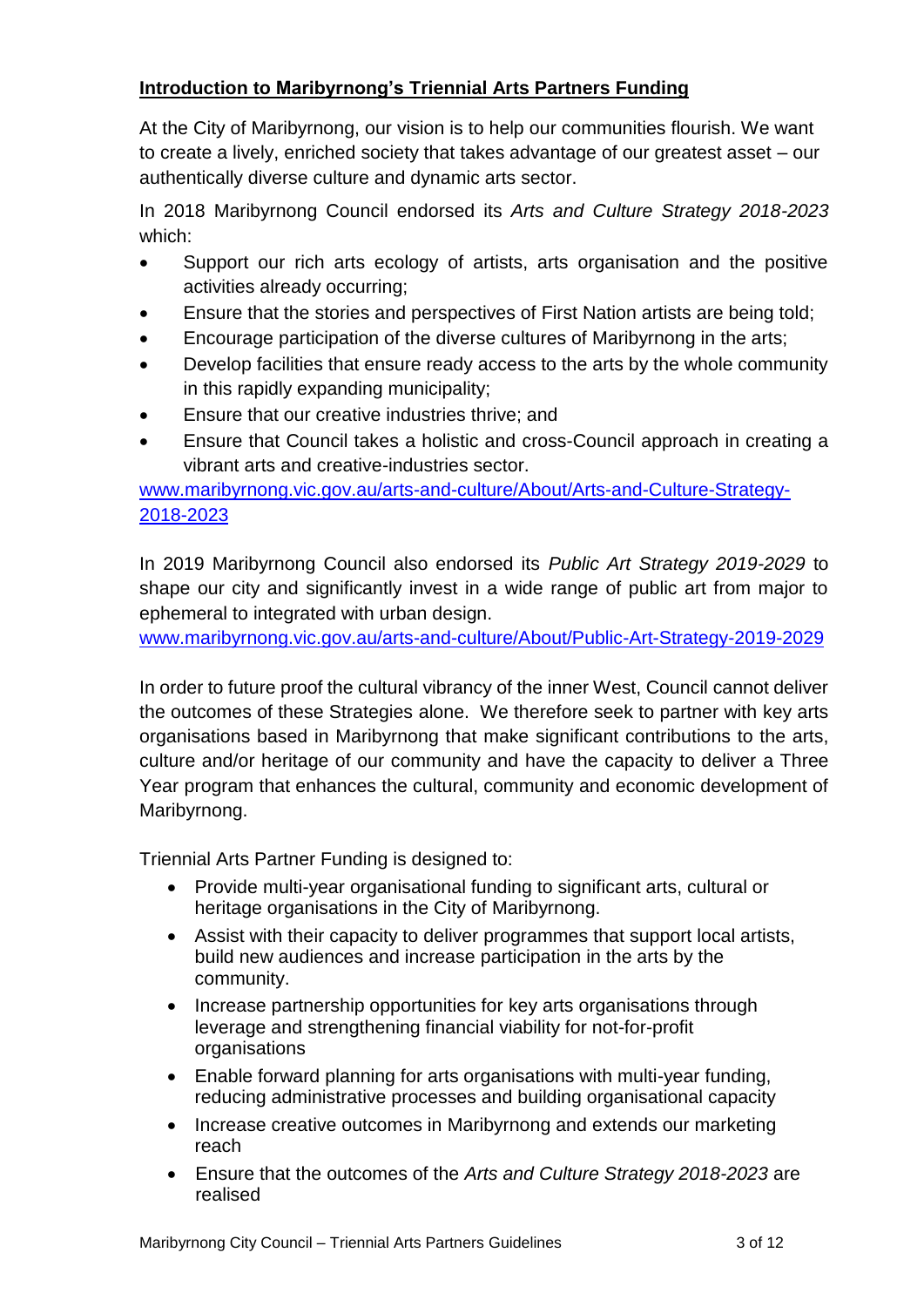## Introduction to Maribyrnong's Triennial Arts Partners Funding

At the City of Maribyrnong, our vision is to help our communities flourish. We want to create a lively, enriched society that takes advantage of our greatest asset – our authentically diverse culture and dynamic arts sector.

In 2018 Maribyrnong Council endorsed its *Arts and Culture Strategy 2018-2023* which:

- Support our rich arts ecology of artists, arts organisation and the positive activities already occurring;
- Ensure that the stories and perspectives of First Nation artists are being told;
- Encourage participation of the diverse cultures of Maribyrnong in the arts;
- Develop facilities that ensure ready access to the arts by the whole community in this rapidly expanding municipality;
- Ensure that our creative industries thrive; and
- Ensure that Council takes a holistic and cross-Council approach in creating a vibrant arts and creative-industries sector.

www.maribyrnong.vic.gov.au/arts-and-culture/About/Arts-and-Culture-Strategy-2018-2023

In 2019 Maribyrnong Council also endorsed its *Public Art Strategy 2019-2029* to shape our city and significantly invest in a wide range of public art from major to ephemeral to integrated with urban design.
www.maribyrnong.vic.gov.au/arts-and-culture/About/Public-Art-Strategy-2019-2029

In order to future proof the cultural vibrancy of the inner West, Council cannot deliver the outcomes of these Strategies alone. We therefore seek to partner with key arts organisations based in Maribyrnong that make significant contributions to the arts, culture and/or heritage of our community and have the capacity to deliver a Three Year program that enhances the cultural, community and economic development of Maribyrnong.

Triennial Arts Partner Funding is designed to:

- Provide multi-year organisational funding to significant arts, cultural or heritage organisations in the City of Maribyrnong.
- Assist with their capacity to deliver programmes that support local artists, build new audiences and increase participation in the arts by the community.
- Increase partnership opportunities for key arts organisations through leverage and strengthening financial viability for not-for-profit organisations
- Enable forward planning for arts organisations with multi-year funding, reducing administrative processes and building organisational capacity
- Increase creative outcomes in Maribyrnong and extends our marketing reach
- Ensure that the outcomes of the *Arts and Culture Strategy 2018-2023* are realised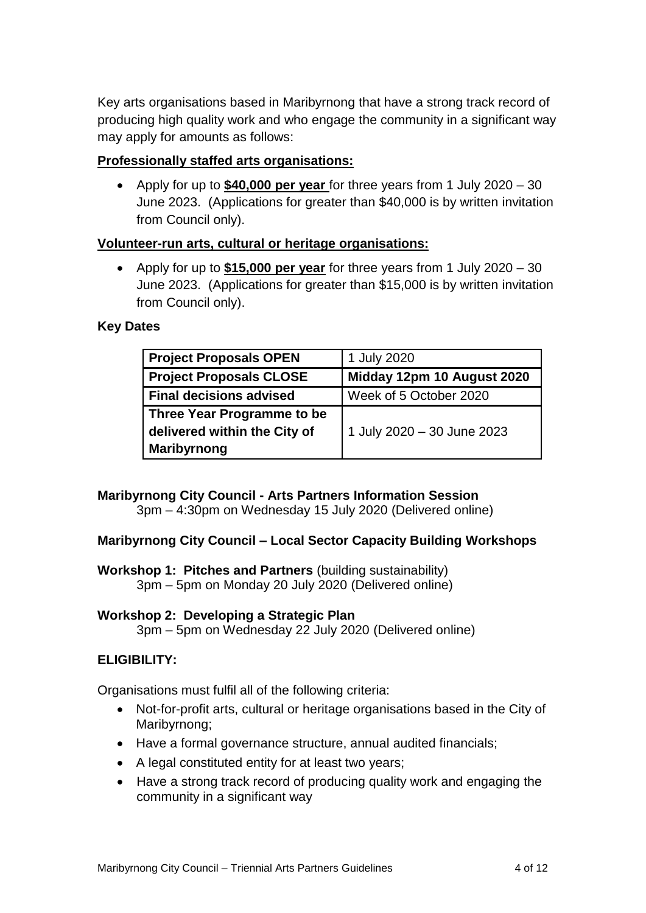Key arts organisations based in Maribyrnong that have a strong track record of producing high quality work and who engage the community in a significant way may apply for amounts as follows:

**Professionally staffed arts organisations:**

- Apply for up to **$40,000 per year** for three years from 1 July 2020 – 30 June 2023. (Applications for greater than $40,000 is by written invitation from Council only).

**Volunteer-run arts, cultural or heritage organisations:**

- Apply for up to **$15,000 per year** for three years from 1 July 2020 – 30 June 2023. (Applications for greater than $15,000 is by written invitation from Council only).

**Key Dates**

| **Project Proposals OPEN** | 1 July 2020 |
|---|---|
| **Project Proposals CLOSE** | **Midday 12pm 10 August 2020** |
| **Final decisions advised** | Week of 5 October 2020 |
| **Three Year Programme to be delivered within the City of Maribyrnong** | 1 July 2020 – 30 June 2023 |

**Maribyrnong City Council - Arts Partners Information Session**
3pm – 4:30pm on Wednesday 15 July 2020 (Delivered online)

**Maribyrnong City Council – Local Sector Capacity Building Workshops**

**Workshop 1: Pitches and Partners** (building sustainability)
3pm – 5pm on Monday 20 July 2020 (Delivered online)

**Workshop 2: Developing a Strategic Plan**
3pm – 5pm on Wednesday 22 July 2020 (Delivered online)

**ELIGIBILITY:**

Organisations must fulfil all of the following criteria:

- Not-for-profit arts, cultural or heritage organisations based in the City of Maribyrnong;
- Have a formal governance structure, annual audited financials;
- A legal constituted entity for at least two years;
- Have a strong track record of producing quality work and engaging the community in a significant way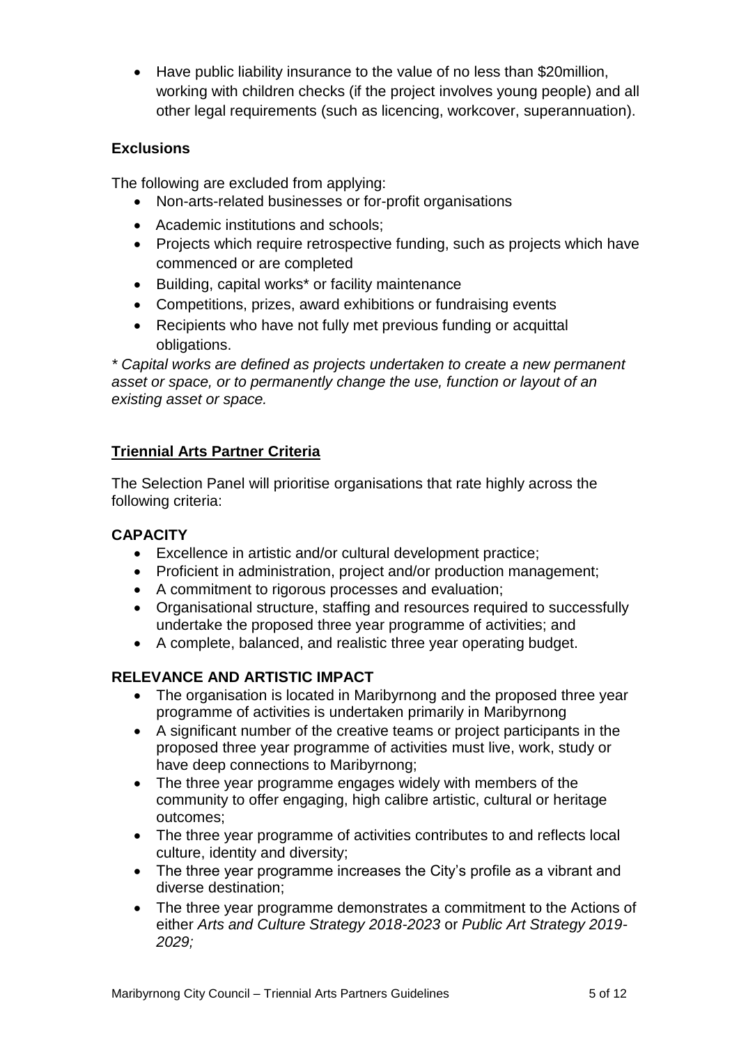- Have public liability insurance to the value of no less than $20million, working with children checks (if the project involves young people) and all other legal requirements (such as licencing, workcover, superannuation).

### Exclusions

The following are excluded from applying:

- Non-arts-related businesses or for-profit organisations
- Academic institutions and schools;
- Projects which require retrospective funding, such as projects which have commenced or are completed
- Building, capital works* or facility maintenance
- Competitions, prizes, award exhibitions or fundraising events
- Recipients who have not fully met previous funding or acquittal obligations.

*\* Capital works are defined as projects undertaken to create a new permanent asset or space, or to permanently change the use, function or layout of an existing asset or space.*

## Triennial Arts Partner Criteria

The Selection Panel will prioritise organisations that rate highly across the following criteria:

### CAPACITY

- Excellence in artistic and/or cultural development practice;
- Proficient in administration, project and/or production management;
- A commitment to rigorous processes and evaluation;
- Organisational structure, staffing and resources required to successfully undertake the proposed three year programme of activities; and
- A complete, balanced, and realistic three year operating budget.

### RELEVANCE AND ARTISTIC IMPACT

- The organisation is located in Maribyrnong and the proposed three year programme of activities is undertaken primarily in Maribyrnong
- A significant number of the creative teams or project participants in the proposed three year programme of activities must live, work, study or have deep connections to Maribyrnong;
- The three year programme engages widely with members of the community to offer engaging, high calibre artistic, cultural or heritage outcomes;
- The three year programme of activities contributes to and reflects local culture, identity and diversity;
- The three year programme increases the City's profile as a vibrant and diverse destination;
- The three year programme demonstrates a commitment to the Actions of either *Arts and Culture Strategy 2018-2023* or *Public Art Strategy 2019-2029;*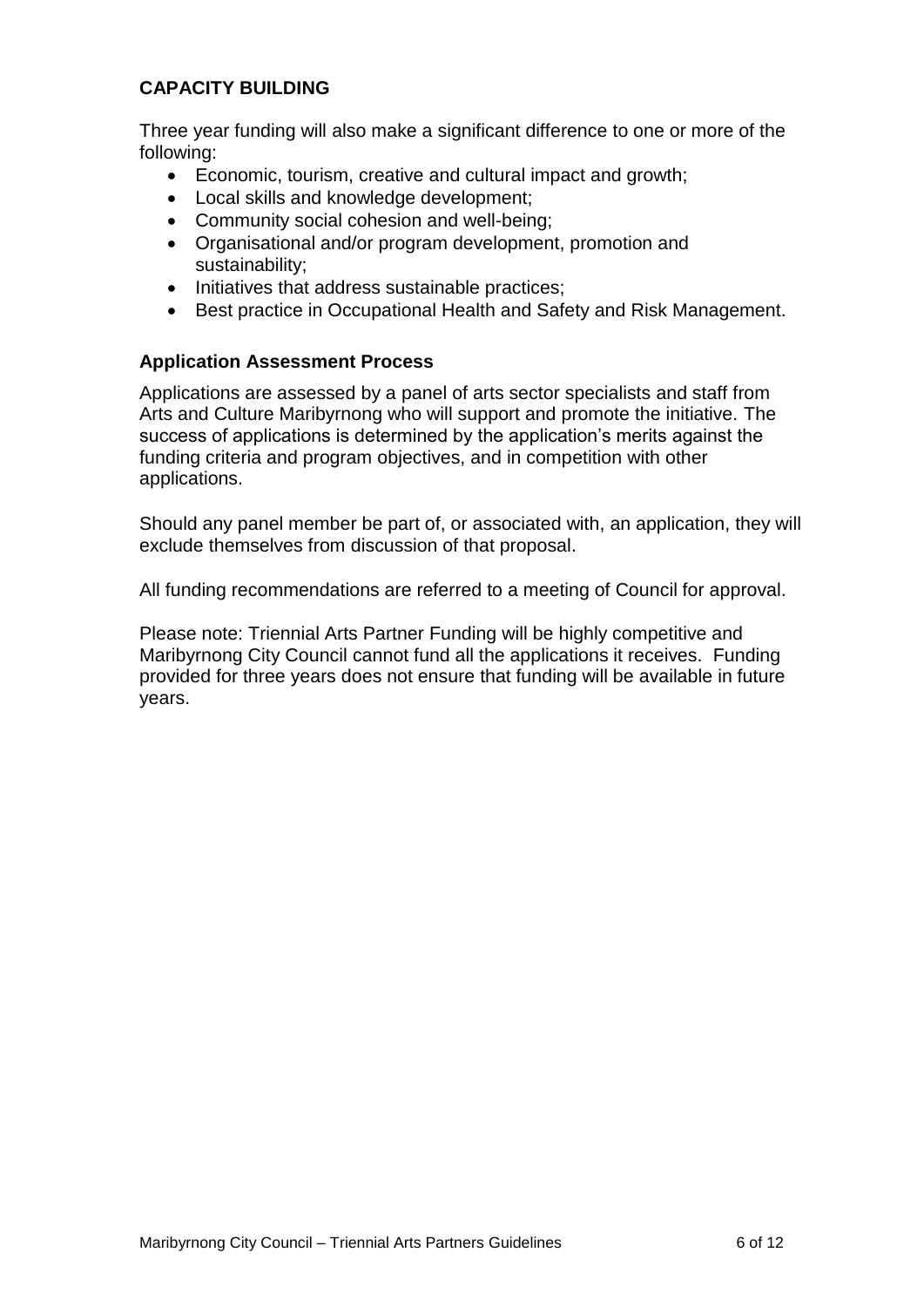## CAPACITY BUILDING

Three year funding will also make a significant difference to one or more of the following:

- Economic, tourism, creative and cultural impact and growth;
- Local skills and knowledge development;
- Community social cohesion and well-being;
- Organisational and/or program development, promotion and sustainability;
- Initiatives that address sustainable practices;
- Best practice in Occupational Health and Safety and Risk Management.

### Application Assessment Process

Applications are assessed by a panel of arts sector specialists and staff from Arts and Culture Maribyrnong who will support and promote the initiative. The success of applications is determined by the application's merits against the funding criteria and program objectives, and in competition with other applications.

Should any panel member be part of, or associated with, an application, they will exclude themselves from discussion of that proposal.

All funding recommendations are referred to a meeting of Council for approval.

Please note: Triennial Arts Partner Funding will be highly competitive and Maribyrnong City Council cannot fund all the applications it receives. Funding provided for three years does not ensure that funding will be available in future years.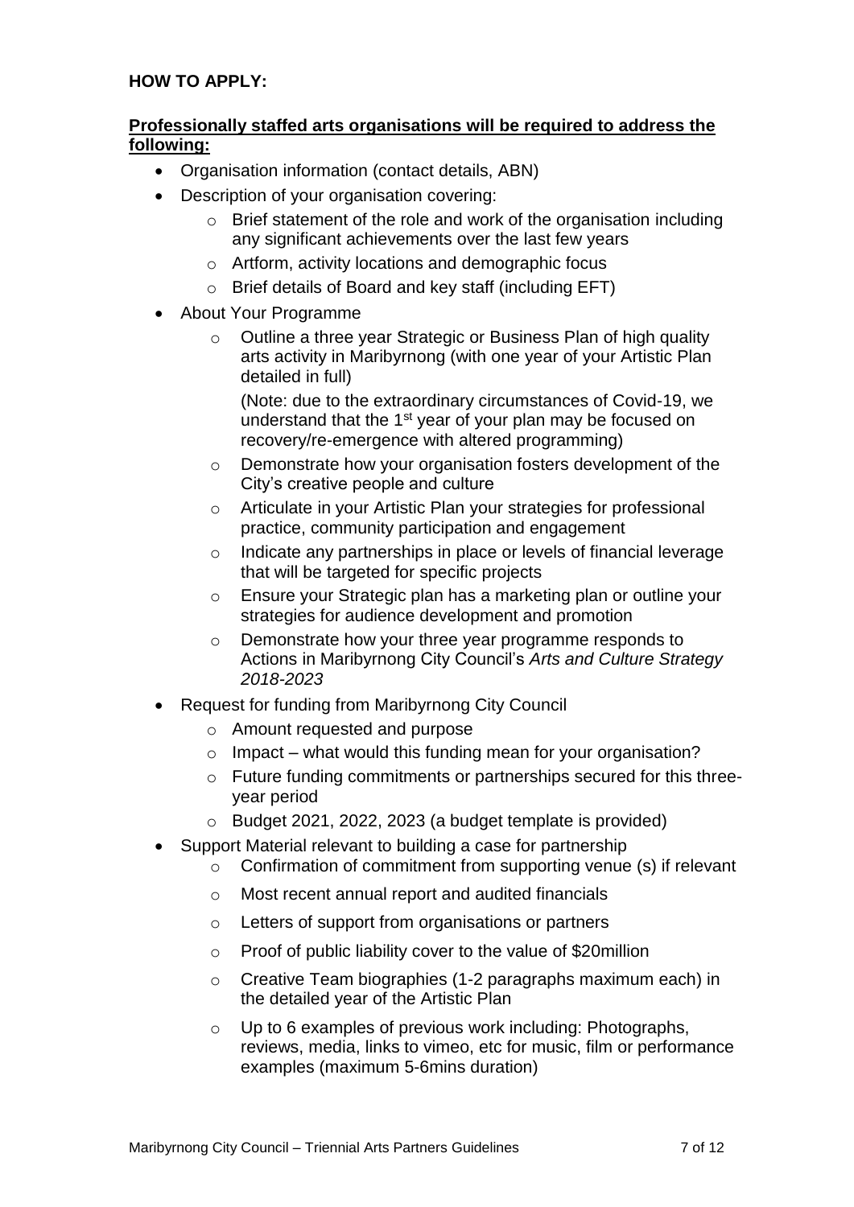**HOW TO APPLY:**

**Professionally staffed arts organisations will be required to address the following:**

- Organisation information (contact details, ABN)
- Description of your organisation covering:
  - Brief statement of the role and work of the organisation including any significant achievements over the last few years
  - Artform, activity locations and demographic focus
  - Brief details of Board and key staff (including EFT)
- About Your Programme
  - Outline a three year Strategic or Business Plan of high quality arts activity in Maribyrnong (with one year of your Artistic Plan detailed in full)

    (Note: due to the extraordinary circumstances of Covid-19, we understand that the 1st year of your plan may be focused on recovery/re-emergence with altered programming)
  - Demonstrate how your organisation fosters development of the City's creative people and culture
  - Articulate in your Artistic Plan your strategies for professional practice, community participation and engagement
  - Indicate any partnerships in place or levels of financial leverage that will be targeted for specific projects
  - Ensure your Strategic plan has a marketing plan or outline your strategies for audience development and promotion
  - Demonstrate how your three year programme responds to Actions in Maribyrnong City Council's *Arts and Culture Strategy 2018-2023*
- Request for funding from Maribyrnong City Council
  - Amount requested and purpose
  - Impact – what would this funding mean for your organisation?
  - Future funding commitments or partnerships secured for this three-year period
  - Budget 2021, 2022, 2023 (a budget template is provided)
- Support Material relevant to building a case for partnership
  - Confirmation of commitment from supporting venue (s) if relevant
  - Most recent annual report and audited financials
  - Letters of support from organisations or partners
  - Proof of public liability cover to the value of $20million
  - Creative Team biographies (1-2 paragraphs maximum each) in the detailed year of the Artistic Plan
  - Up to 6 examples of previous work including: Photographs, reviews, media, links to vimeo, etc for music, film or performance examples (maximum 5-6mins duration)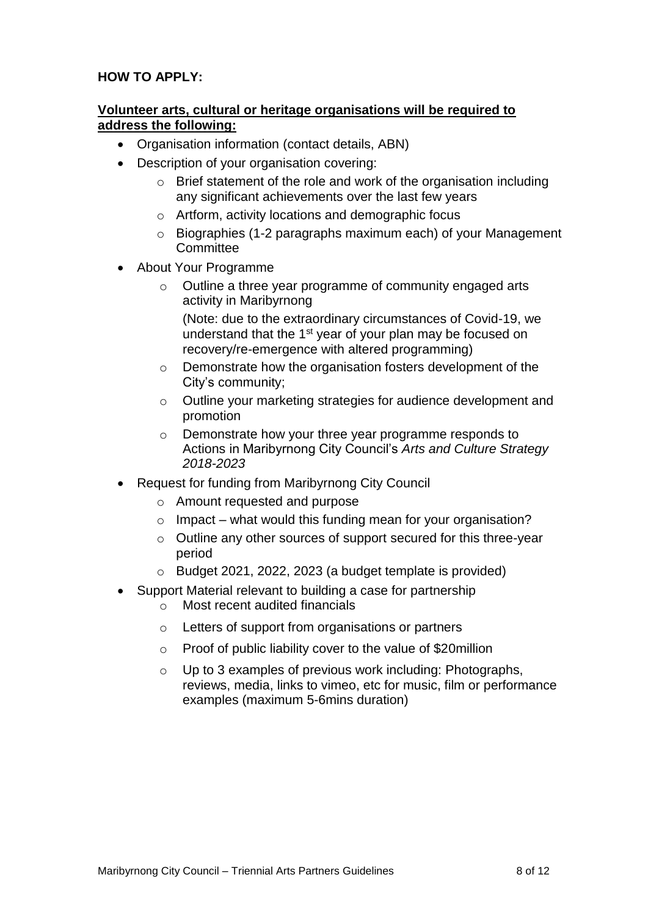**HOW TO APPLY:**

**Volunteer arts, cultural or heritage organisations will be required to address the following:**

- Organisation information (contact details, ABN)
- Description of your organisation covering:
  - Brief statement of the role and work of the organisation including any significant achievements over the last few years
  - Artform, activity locations and demographic focus
  - Biographies (1-2 paragraphs maximum each) of your Management Committee
- About Your Programme
  - Outline a three year programme of community engaged arts activity in Maribyrnong

    (Note: due to the extraordinary circumstances of Covid-19, we understand that the 1st year of your plan may be focused on recovery/re-emergence with altered programming)
  - Demonstrate how the organisation fosters development of the City's community;
  - Outline your marketing strategies for audience development and promotion
  - Demonstrate how your three year programme responds to Actions in Maribyrnong City Council's *Arts and Culture Strategy 2018-2023*
- Request for funding from Maribyrnong City Council
  - Amount requested and purpose
  - Impact – what would this funding mean for your organisation?
  - Outline any other sources of support secured for this three-year period
  - Budget 2021, 2022, 2023 (a budget template is provided)
- Support Material relevant to building a case for partnership
  - Most recent audited financials
  - Letters of support from organisations or partners
  - Proof of public liability cover to the value of $20million
  - Up to 3 examples of previous work including: Photographs, reviews, media, links to vimeo, etc for music, film or performance examples (maximum 5-6mins duration)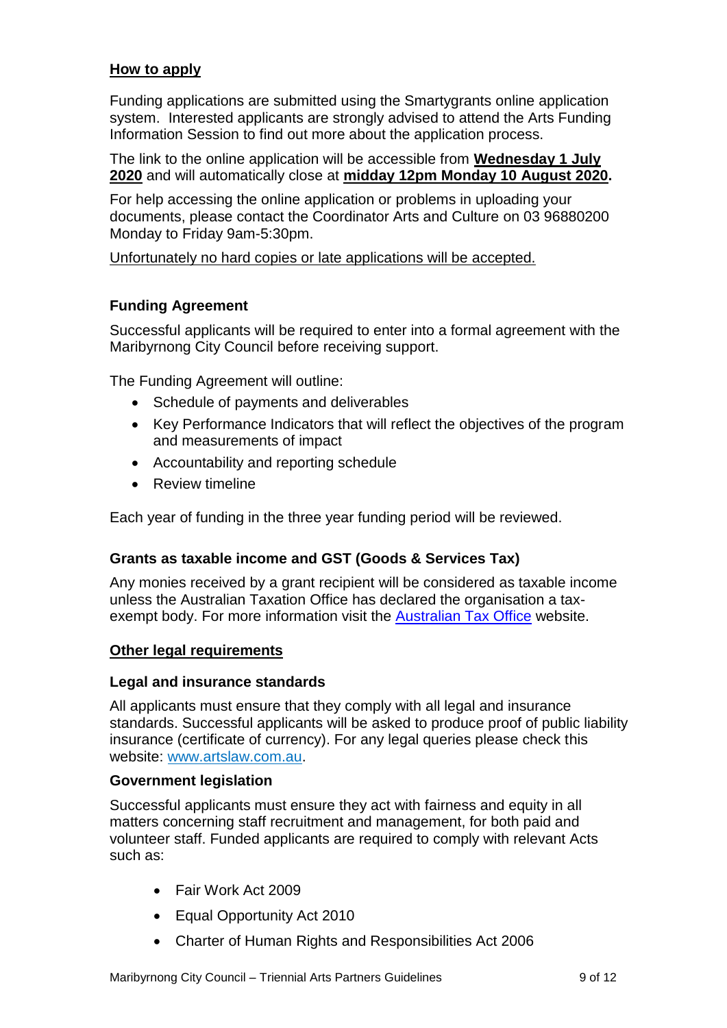## How to apply

Funding applications are submitted using the Smartygrants online application system. Interested applicants are strongly advised to attend the Arts Funding Information Session to find out more about the application process.

The link to the online application will be accessible from **Wednesday 1 July 2020** and will automatically close at **midday 12pm Monday 10 August 2020.**

For help accessing the online application or problems in uploading your documents, please contact the Coordinator Arts and Culture on 03 96880200 Monday to Friday 9am-5:30pm.

Unfortunately no hard copies or late applications will be accepted.

### Funding Agreement

Successful applicants will be required to enter into a formal agreement with the Maribyrnong City Council before receiving support.

The Funding Agreement will outline:

- Schedule of payments and deliverables
- Key Performance Indicators that will reflect the objectives of the program and measurements of impact
- Accountability and reporting schedule
- Review timeline

Each year of funding in the three year funding period will be reviewed.

### Grants as taxable income and GST (Goods & Services Tax)

Any monies received by a grant recipient will be considered as taxable income unless the Australian Taxation Office has declared the organisation a tax-exempt body. For more information visit the Australian Tax Office website.

## Other legal requirements

### Legal and insurance standards

All applicants must ensure that they comply with all legal and insurance standards. Successful applicants will be asked to produce proof of public liability insurance (certificate of currency). For any legal queries please check this website: www.artslaw.com.au.

### Government legislation

Successful applicants must ensure they act with fairness and equity in all matters concerning staff recruitment and management, for both paid and volunteer staff. Funded applicants are required to comply with relevant Acts such as:

- Fair Work Act 2009
- Equal Opportunity Act 2010
- Charter of Human Rights and Responsibilities Act 2006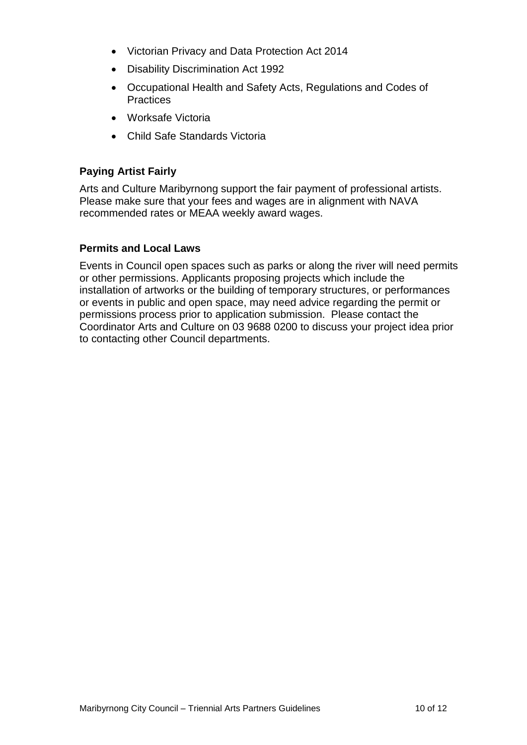- Victorian Privacy and Data Protection Act 2014
- Disability Discrimination Act 1992
- Occupational Health and Safety Acts, Regulations and Codes of Practices
- Worksafe Victoria
- Child Safe Standards Victoria

### Paying Artist Fairly

Arts and Culture Maribyrnong support the fair payment of professional artists. Please make sure that your fees and wages are in alignment with NAVA recommended rates or MEAA weekly award wages.

### Permits and Local Laws

Events in Council open spaces such as parks or along the river will need permits or other permissions. Applicants proposing projects which include the installation of artworks or the building of temporary structures, or performances or events in public and open space, may need advice regarding the permit or permissions process prior to application submission. Please contact the Coordinator Arts and Culture on 03 9688 0200 to discuss your project idea prior to contacting other Council departments.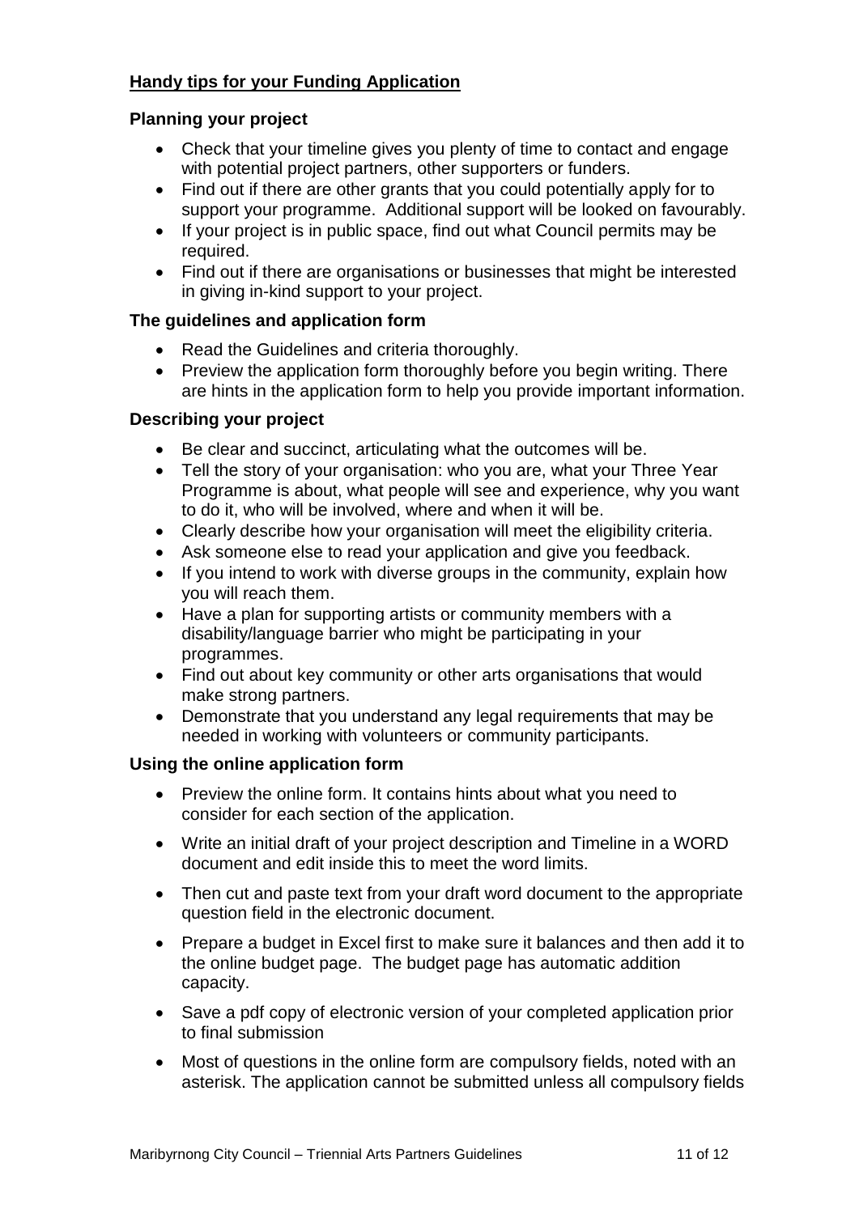## Handy tips for your Funding Application

### Planning your project

- Check that your timeline gives you plenty of time to contact and engage with potential project partners, other supporters or funders.
- Find out if there are other grants that you could potentially apply for to support your programme. Additional support will be looked on favourably.
- If your project is in public space, find out what Council permits may be required.
- Find out if there are organisations or businesses that might be interested in giving in-kind support to your project.

### The guidelines and application form

- Read the Guidelines and criteria thoroughly.
- Preview the application form thoroughly before you begin writing. There are hints in the application form to help you provide important information.

### Describing your project

- Be clear and succinct, articulating what the outcomes will be.
- Tell the story of your organisation: who you are, what your Three Year Programme is about, what people will see and experience, why you want to do it, who will be involved, where and when it will be.
- Clearly describe how your organisation will meet the eligibility criteria.
- Ask someone else to read your application and give you feedback.
- If you intend to work with diverse groups in the community, explain how you will reach them.
- Have a plan for supporting artists or community members with a disability/language barrier who might be participating in your programmes.
- Find out about key community or other arts organisations that would make strong partners.
- Demonstrate that you understand any legal requirements that may be needed in working with volunteers or community participants.

### Using the online application form

- Preview the online form. It contains hints about what you need to consider for each section of the application.
- Write an initial draft of your project description and Timeline in a WORD document and edit inside this to meet the word limits.
- Then cut and paste text from your draft word document to the appropriate question field in the electronic document.
- Prepare a budget in Excel first to make sure it balances and then add it to the online budget page. The budget page has automatic addition capacity.
- Save a pdf copy of electronic version of your completed application prior to final submission
- Most of questions in the online form are compulsory fields, noted with an asterisk. The application cannot be submitted unless all compulsory fields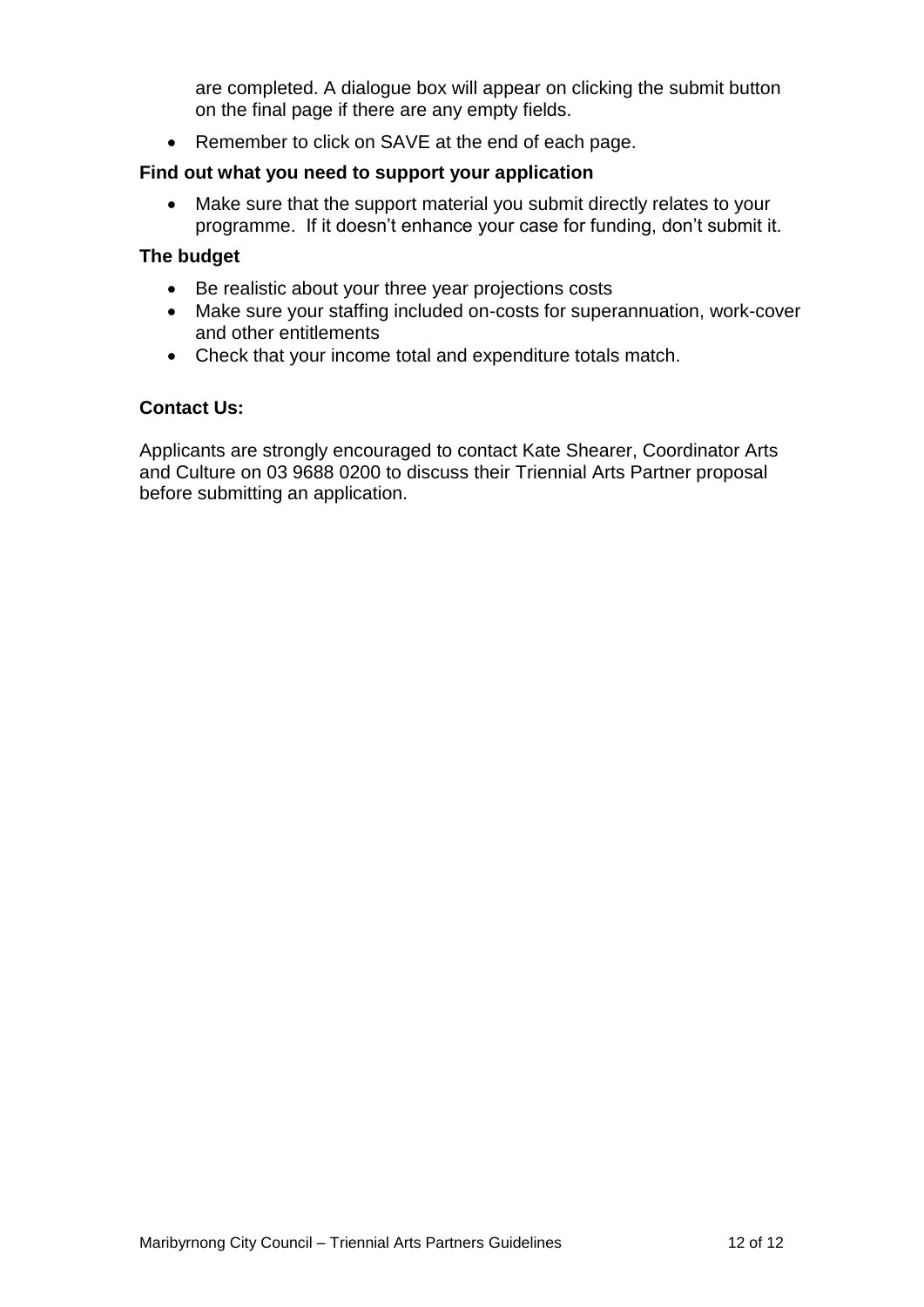are completed. A dialogue box will appear on clicking the submit button on the final page if there are any empty fields.

- Remember to click on SAVE at the end of each page.

**Find out what you need to support your application**

- Make sure that the support material you submit directly relates to your programme. If it doesn't enhance your case for funding, don't submit it.

**The budget**

- Be realistic about your three year projections costs
- Make sure your staffing included on-costs for superannuation, work-cover and other entitlements
- Check that your income total and expenditure totals match.

**Contact Us:**

Applicants are strongly encouraged to contact Kate Shearer, Coordinator Arts and Culture on 03 9688 0200 to discuss their Triennial Arts Partner proposal before submitting an application.